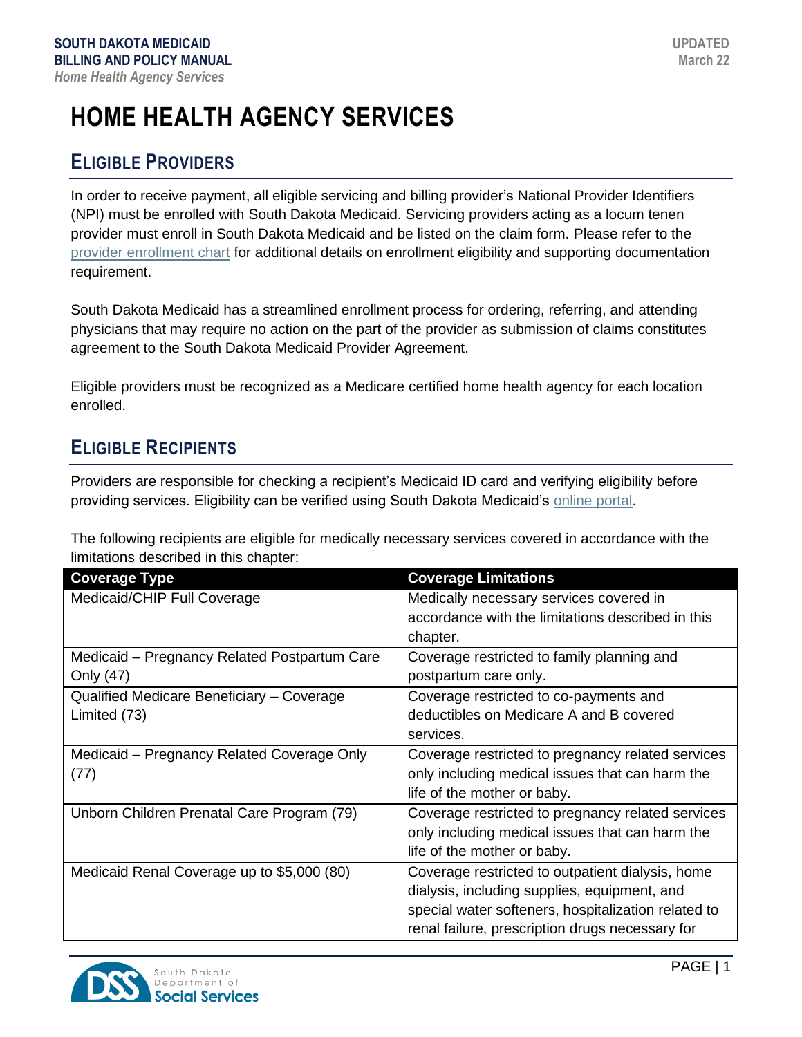# HOME HEALTH AGENCY SERVICES

## ELIGIBLE PROVIDERS

In order to receive payment, all eligible servicing and billing provider's National Provider Identifiers (NPI) must be enrolled with South Dakota Medicaid. Servicing providers acting as a locum tenen provider must enroll in South Dakota Medicaid and be listed on the claim form. Please refer to the provider enrollment chart for additional details on enrollment eligibility and supporting documentation requirement.

South Dakota Medicaid has a streamlined enrollment process for ordering, referring, and attending physicians that may require no action on the part of the provider as submission of claims constitutes agreement to the South Dakota Medicaid Provider Agreement.

Eligible providers must be recognized as a Medicare certified home health agency for each location enrolled.

## ELIGIBLE RECIPIENTS

Providers are responsible for checking a recipient's Medicaid ID card and verifying eligibility before providing services. Eligibility can be verified using South Dakota Medicaid's online portal.

The following recipients are eligible for medically necessary services covered in accordance with the limitations described in this chapter:

| Coverage Type | Coverage Limitations |
|---|---|
| Medicaid/CHIP Full Coverage | Medically necessary services covered in accordance with the limitations described in this chapter. |
| Medicaid – Pregnancy Related Postpartum Care Only (47) | Coverage restricted to family planning and postpartum care only. |
| Qualified Medicare Beneficiary – Coverage Limited (73) | Coverage restricted to co-payments and deductibles on Medicare A and B covered services. |
| Medicaid – Pregnancy Related Coverage Only (77) | Coverage restricted to pregnancy related services only including medical issues that can harm the life of the mother or baby. |
| Unborn Children Prenatal Care Program (79) | Coverage restricted to pregnancy related services only including medical issues that can harm the life of the mother or baby. |
| Medicaid Renal Coverage up to $5,000 (80) | Coverage restricted to outpatient dialysis, home dialysis, including supplies, equipment, and special water softeners, hospitalization related to renal failure, prescription drugs necessary for |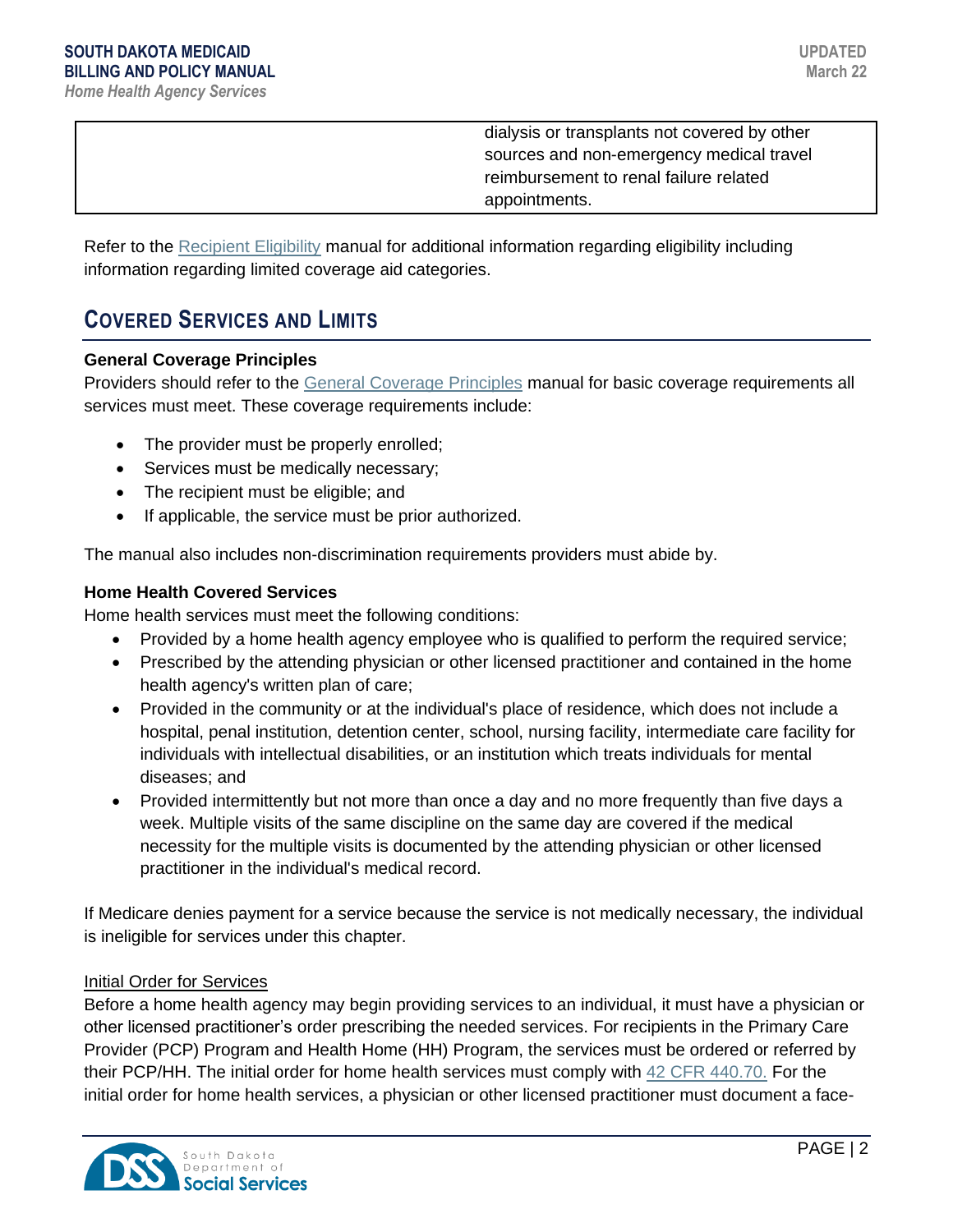| | |
|---|---|
| | dialysis or transplants not covered by other sources and non-emergency medical travel reimbursement to renal failure related appointments. |

Refer to the Recipient Eligibility manual for additional information regarding eligibility including information regarding limited coverage aid categories.

## COVERED SERVICES AND LIMITS

**General Coverage Principles**

Providers should refer to the General Coverage Principles manual for basic coverage requirements all services must meet. These coverage requirements include:

- The provider must be properly enrolled;
- Services must be medically necessary;
- The recipient must be eligible; and
- If applicable, the service must be prior authorized.

The manual also includes non-discrimination requirements providers must abide by.

**Home Health Covered Services**

Home health services must meet the following conditions:

- Provided by a home health agency employee who is qualified to perform the required service;
- Prescribed by the attending physician or other licensed practitioner and contained in the home health agency's written plan of care;
- Provided in the community or at the individual's place of residence, which does not include a hospital, penal institution, detention center, school, nursing facility, intermediate care facility for individuals with intellectual disabilities, or an institution which treats individuals for mental diseases; and
- Provided intermittently but not more than once a day and no more frequently than five days a week. Multiple visits of the same discipline on the same day are covered if the medical necessity for the multiple visits is documented by the attending physician or other licensed practitioner in the individual's medical record.

If Medicare denies payment for a service because the service is not medically necessary, the individual is ineligible for services under this chapter.

<u>Initial Order for Services</u>

Before a home health agency may begin providing services to an individual, it must have a physician or other licensed practitioner's order prescribing the needed services. For recipients in the Primary Care Provider (PCP) Program and Health Home (HH) Program, the services must be ordered or referred by their PCP/HH. The initial order for home health services must comply with 42 CFR 440.70. For the initial order for home health services, a physician or other licensed practitioner must document a face-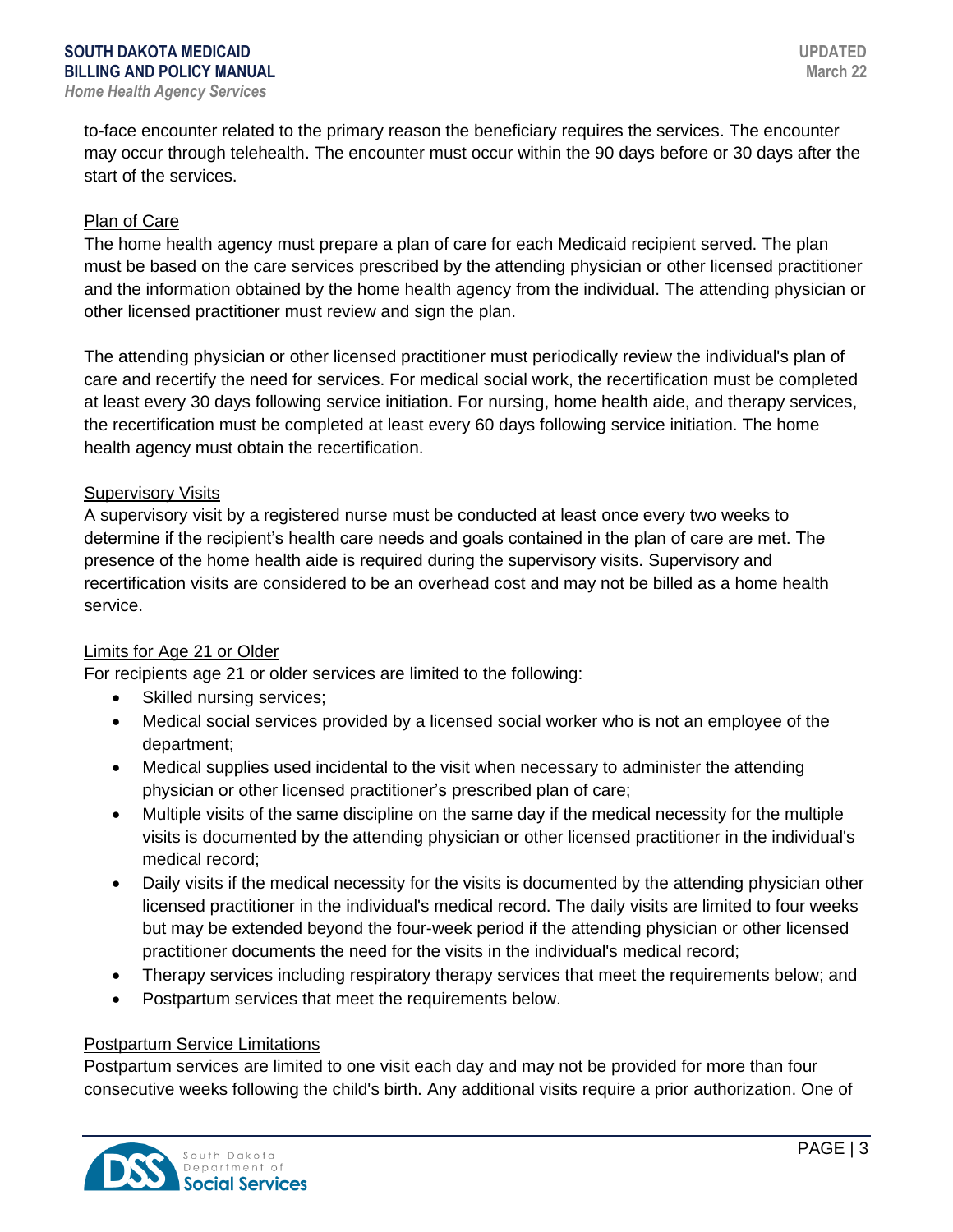to-face encounter related to the primary reason the beneficiary requires the services. The encounter may occur through telehealth. The encounter must occur within the 90 days before or 30 days after the start of the services.

### Plan of Care

The home health agency must prepare a plan of care for each Medicaid recipient served. The plan must be based on the care services prescribed by the attending physician or other licensed practitioner and the information obtained by the home health agency from the individual. The attending physician or other licensed practitioner must review and sign the plan.

The attending physician or other licensed practitioner must periodically review the individual's plan of care and recertify the need for services. For medical social work, the recertification must be completed at least every 30 days following service initiation. For nursing, home health aide, and therapy services, the recertification must be completed at least every 60 days following service initiation. The home health agency must obtain the recertification.

### Supervisory Visits

A supervisory visit by a registered nurse must be conducted at least once every two weeks to determine if the recipient's health care needs and goals contained in the plan of care are met. The presence of the home health aide is required during the supervisory visits. Supervisory and recertification visits are considered to be an overhead cost and may not be billed as a home health service.

### Limits for Age 21 or Older

For recipients age 21 or older services are limited to the following:

- Skilled nursing services;
- Medical social services provided by a licensed social worker who is not an employee of the department;
- Medical supplies used incidental to the visit when necessary to administer the attending physician or other licensed practitioner's prescribed plan of care;
- Multiple visits of the same discipline on the same day if the medical necessity for the multiple visits is documented by the attending physician or other licensed practitioner in the individual's medical record;
- Daily visits if the medical necessity for the visits is documented by the attending physician other licensed practitioner in the individual's medical record. The daily visits are limited to four weeks but may be extended beyond the four-week period if the attending physician or other licensed practitioner documents the need for the visits in the individual's medical record;
- Therapy services including respiratory therapy services that meet the requirements below; and
- Postpartum services that meet the requirements below.

### Postpartum Service Limitations

Postpartum services are limited to one visit each day and may not be provided for more than four consecutive weeks following the child's birth. Any additional visits require a prior authorization. One of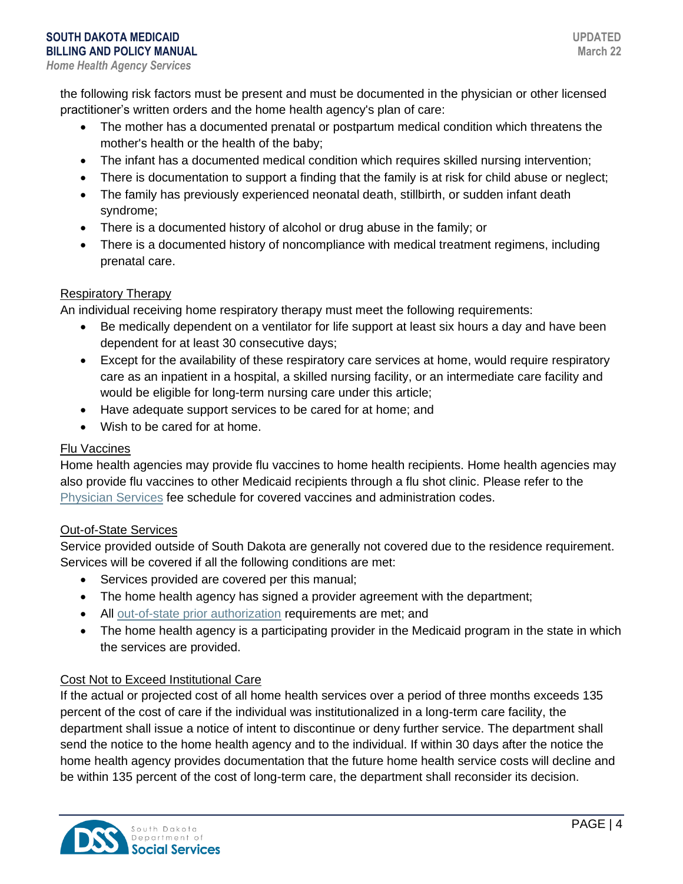the following risk factors must be present and must be documented in the physician or other licensed practitioner's written orders and the home health agency's plan of care:

- The mother has a documented prenatal or postpartum medical condition which threatens the mother's health or the health of the baby;
- The infant has a documented medical condition which requires skilled nursing intervention;
- There is documentation to support a finding that the family is at risk for child abuse or neglect;
- The family has previously experienced neonatal death, stillbirth, or sudden infant death syndrome;
- There is a documented history of alcohol or drug abuse in the family; or
- There is a documented history of noncompliance with medical treatment regimens, including prenatal care.

<u>Respiratory Therapy</u>

An individual receiving home respiratory therapy must meet the following requirements:

- Be medically dependent on a ventilator for life support at least six hours a day and have been dependent for at least 30 consecutive days;
- Except for the availability of these respiratory care services at home, would require respiratory care as an inpatient in a hospital, a skilled nursing facility, or an intermediate care facility and would be eligible for long-term nursing care under this article;
- Have adequate support services to be cared for at home; and
- Wish to be cared for at home.

<u>Flu Vaccines</u>

Home health agencies may provide flu vaccines to home health recipients. Home health agencies may also provide flu vaccines to other Medicaid recipients through a flu shot clinic. Please refer to the Physician Services fee schedule for covered vaccines and administration codes.

<u>Out-of-State Services</u>

Service provided outside of South Dakota are generally not covered due to the residence requirement. Services will be covered if all the following conditions are met:

- Services provided are covered per this manual;
- The home health agency has signed a provider agreement with the department;
- All out-of-state prior authorization requirements are met; and
- The home health agency is a participating provider in the Medicaid program in the state in which the services are provided.

<u>Cost Not to Exceed Institutional Care</u>

If the actual or projected cost of all home health services over a period of three months exceeds 135 percent of the cost of care if the individual was institutionalized in a long-term care facility, the department shall issue a notice of intent to discontinue or deny further service. The department shall send the notice to the home health agency and to the individual. If within 30 days after the notice the home health agency provides documentation that the future home health service costs will decline and be within 135 percent of the cost of long-term care, the department shall reconsider its decision.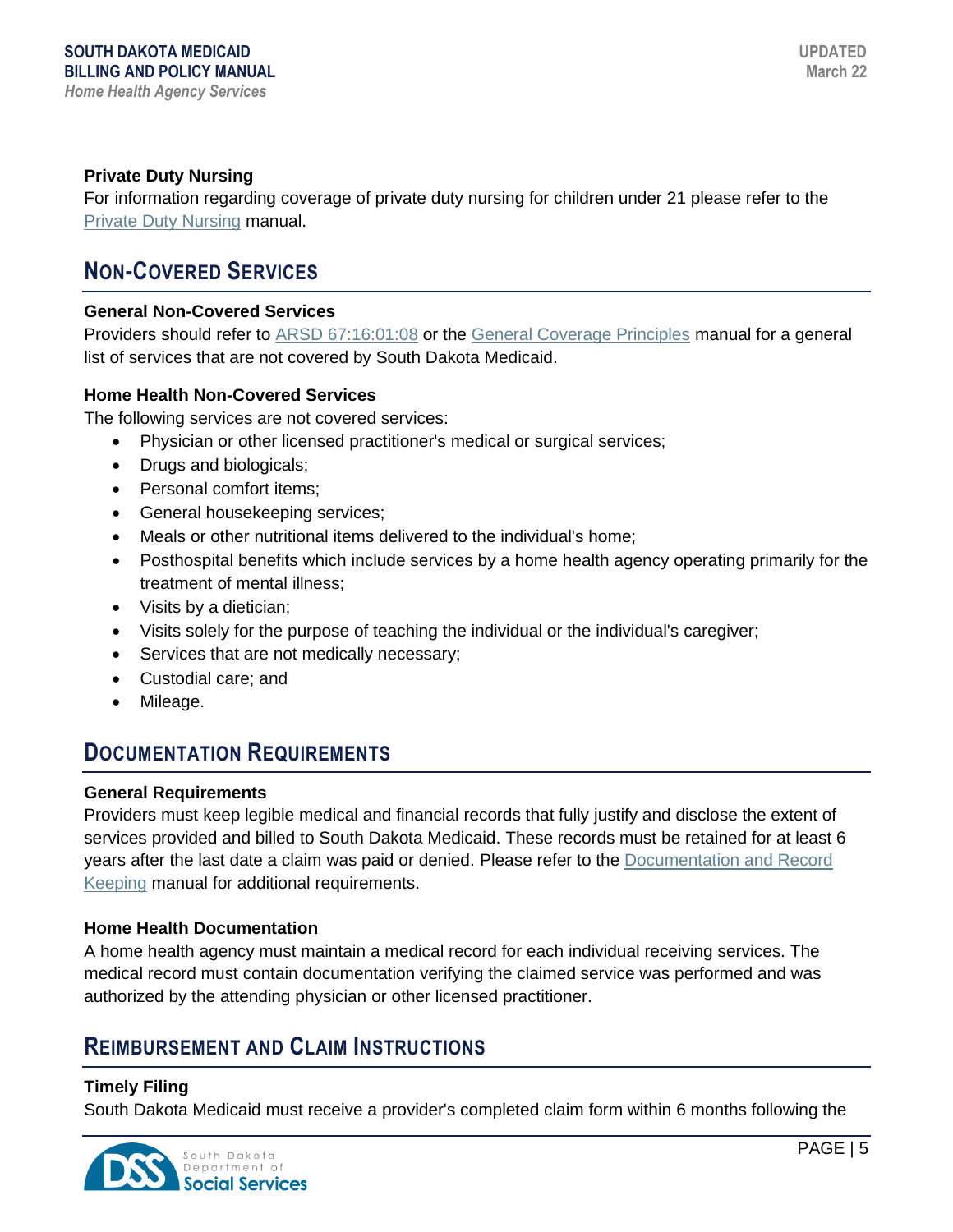### Private Duty Nursing

For information regarding coverage of private duty nursing for children under 21 please refer to the Private Duty Nursing manual.

## NON-COVERED SERVICES

### General Non-Covered Services

Providers should refer to ARSD 67:16:01:08 or the General Coverage Principles manual for a general list of services that are not covered by South Dakota Medicaid.

### Home Health Non-Covered Services

The following services are not covered services:

- Physician or other licensed practitioner's medical or surgical services;
- Drugs and biologicals;
- Personal comfort items;
- General housekeeping services;
- Meals or other nutritional items delivered to the individual's home;
- Posthospital benefits which include services by a home health agency operating primarily for the treatment of mental illness;
- Visits by a dietician;
- Visits solely for the purpose of teaching the individual or the individual's caregiver;
- Services that are not medically necessary;
- Custodial care; and
- Mileage.

## DOCUMENTATION REQUIREMENTS

### General Requirements

Providers must keep legible medical and financial records that fully justify and disclose the extent of services provided and billed to South Dakota Medicaid. These records must be retained for at least 6 years after the last date a claim was paid or denied. Please refer to the Documentation and Record Keeping manual for additional requirements.

### Home Health Documentation

A home health agency must maintain a medical record for each individual receiving services. The medical record must contain documentation verifying the claimed service was performed and was authorized by the attending physician or other licensed practitioner.

## REIMBURSEMENT AND CLAIM INSTRUCTIONS

### Timely Filing

South Dakota Medicaid must receive a provider's completed claim form within 6 months following the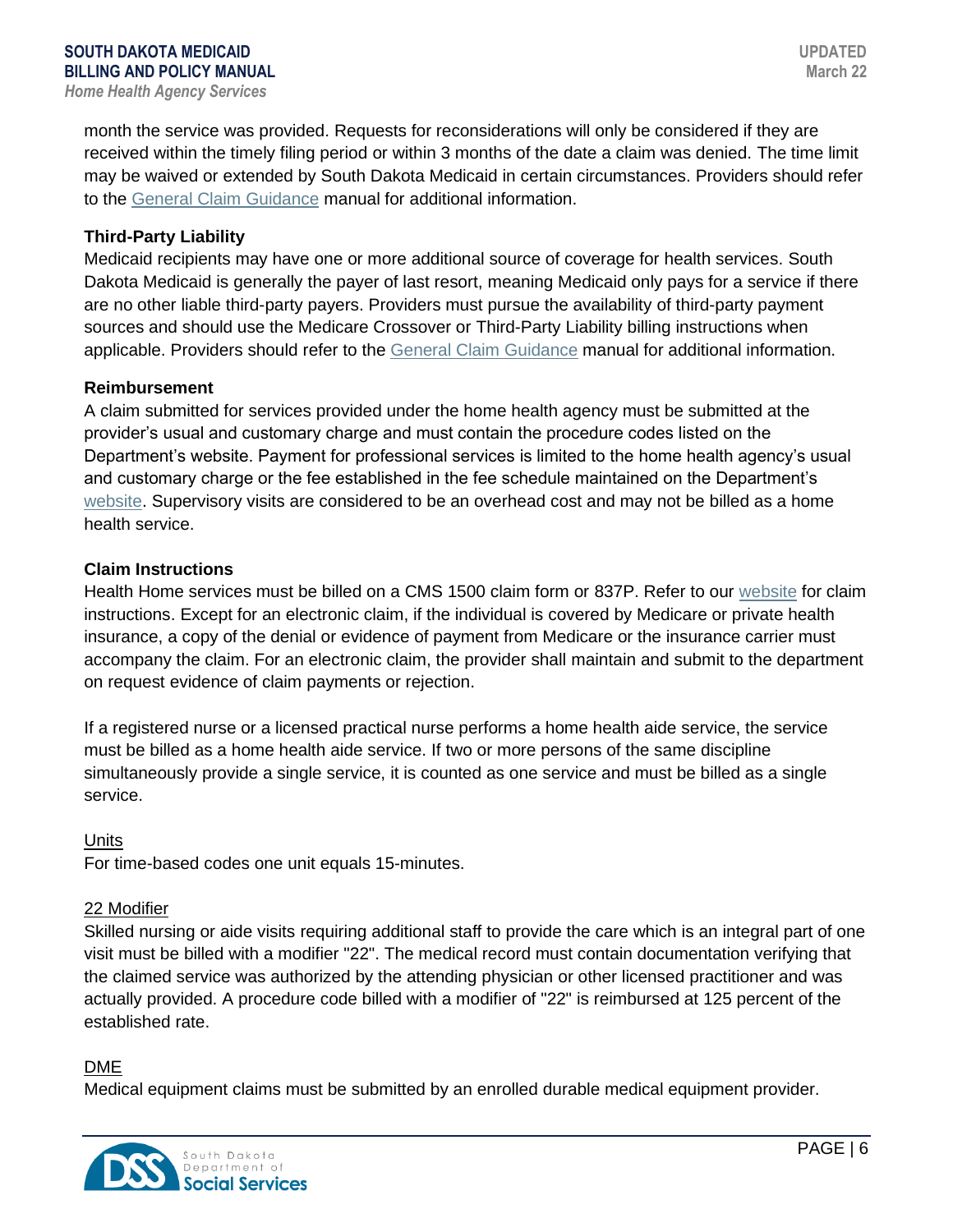month the service was provided. Requests for reconsiderations will only be considered if they are received within the timely filing period or within 3 months of the date a claim was denied. The time limit may be waived or extended by South Dakota Medicaid in certain circumstances. Providers should refer to the General Claim Guidance manual for additional information.

### Third-Party Liability

Medicaid recipients may have one or more additional source of coverage for health services. South Dakota Medicaid is generally the payer of last resort, meaning Medicaid only pays for a service if there are no other liable third-party payers. Providers must pursue the availability of third-party payment sources and should use the Medicare Crossover or Third-Party Liability billing instructions when applicable. Providers should refer to the General Claim Guidance manual for additional information.

### Reimbursement

A claim submitted for services provided under the home health agency must be submitted at the provider's usual and customary charge and must contain the procedure codes listed on the Department's website. Payment for professional services is limited to the home health agency's usual and customary charge or the fee established in the fee schedule maintained on the Department's website. Supervisory visits are considered to be an overhead cost and may not be billed as a home health service.

### Claim Instructions

Health Home services must be billed on a CMS 1500 claim form or 837P. Refer to our website for claim instructions. Except for an electronic claim, if the individual is covered by Medicare or private health insurance, a copy of the denial or evidence of payment from Medicare or the insurance carrier must accompany the claim. For an electronic claim, the provider shall maintain and submit to the department on request evidence of claim payments or rejection.

If a registered nurse or a licensed practical nurse performs a home health aide service, the service must be billed as a home health aide service. If two or more persons of the same discipline simultaneously provide a single service, it is counted as one service and must be billed as a single service.

#### Units

For time-based codes one unit equals 15-minutes.

#### 22 Modifier

Skilled nursing or aide visits requiring additional staff to provide the care which is an integral part of one visit must be billed with a modifier "22". The medical record must contain documentation verifying that the claimed service was authorized by the attending physician or other licensed practitioner and was actually provided. A procedure code billed with a modifier of "22" is reimbursed at 125 percent of the established rate.

#### DME

Medical equipment claims must be submitted by an enrolled durable medical equipment provider.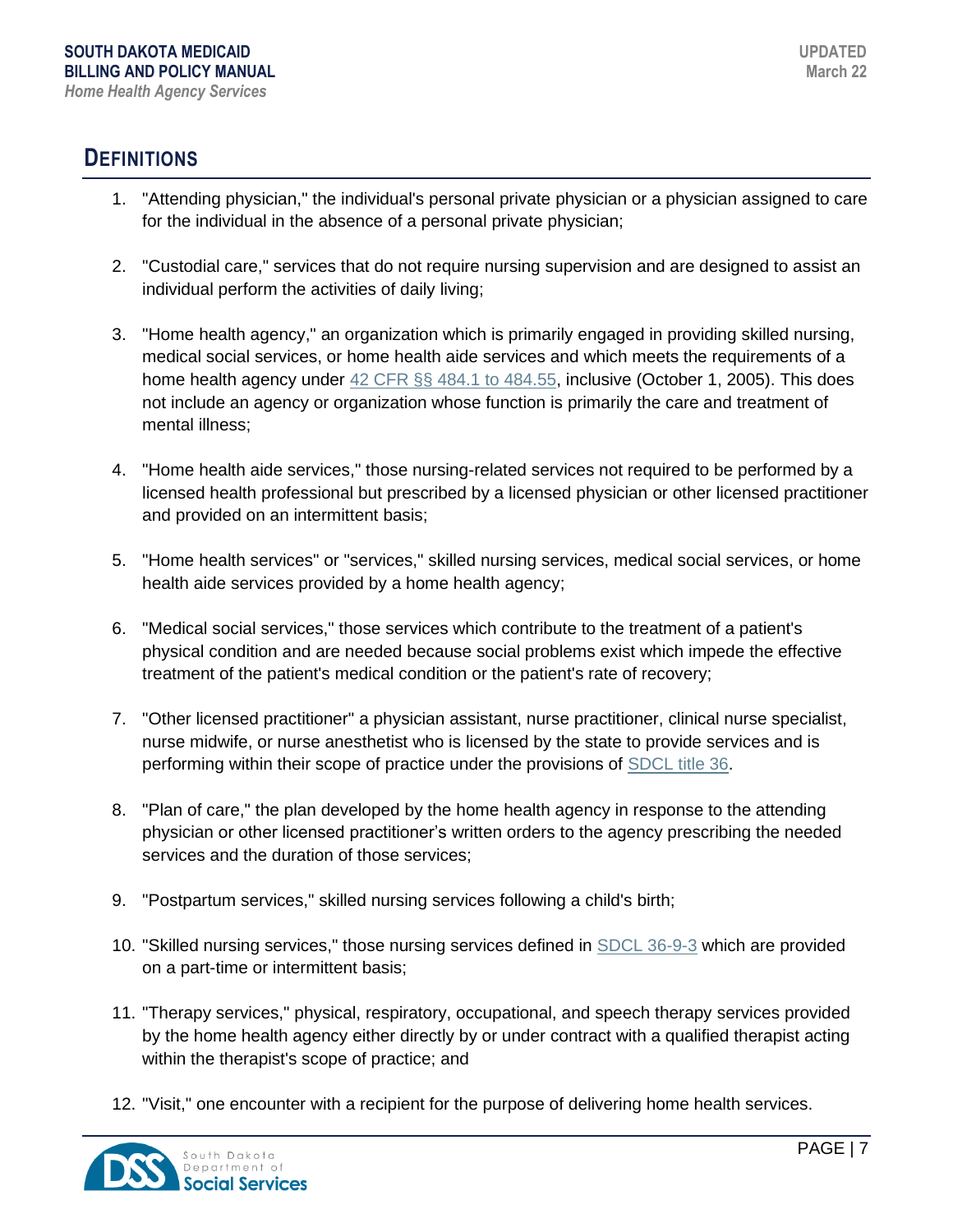## DEFINITIONS

1. "Attending physician," the individual's personal private physician or a physician assigned to care for the individual in the absence of a personal private physician;

2. "Custodial care," services that do not require nursing supervision and are designed to assist an individual perform the activities of daily living;

3. "Home health agency," an organization which is primarily engaged in providing skilled nursing, medical social services, or home health aide services and which meets the requirements of a home health agency under 42 CFR §§ 484.1 to 484.55, inclusive (October 1, 2005). This does not include an agency or organization whose function is primarily the care and treatment of mental illness;

4. "Home health aide services," those nursing-related services not required to be performed by a licensed health professional but prescribed by a licensed physician or other licensed practitioner and provided on an intermittent basis;

5. "Home health services" or "services," skilled nursing services, medical social services, or home health aide services provided by a home health agency;

6. "Medical social services," those services which contribute to the treatment of a patient's physical condition and are needed because social problems exist which impede the effective treatment of the patient's medical condition or the patient's rate of recovery;

7. "Other licensed practitioner" a physician assistant, nurse practitioner, clinical nurse specialist, nurse midwife, or nurse anesthetist who is licensed by the state to provide services and is performing within their scope of practice under the provisions of SDCL title 36.

8. "Plan of care," the plan developed by the home health agency in response to the attending physician or other licensed practitioner's written orders to the agency prescribing the needed services and the duration of those services;

9. "Postpartum services," skilled nursing services following a child's birth;

10. "Skilled nursing services," those nursing services defined in SDCL 36-9-3 which are provided on a part-time or intermittent basis;

11. "Therapy services," physical, respiratory, occupational, and speech therapy services provided by the home health agency either directly by or under contract with a qualified therapist acting within the therapist's scope of practice; and

12. "Visit," one encounter with a recipient for the purpose of delivering home health services.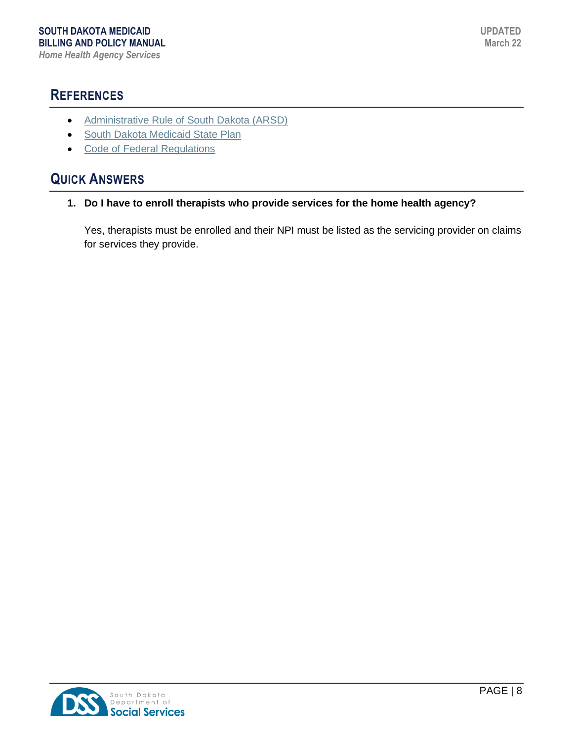## REFERENCES

- Administrative Rule of South Dakota (ARSD)
- South Dakota Medicaid State Plan
- Code of Federal Regulations

## QUICK ANSWERS

1. **Do I have to enroll therapists who provide services for the home health agency?**

   Yes, therapists must be enrolled and their NPI must be listed as the servicing provider on claims for services they provide.